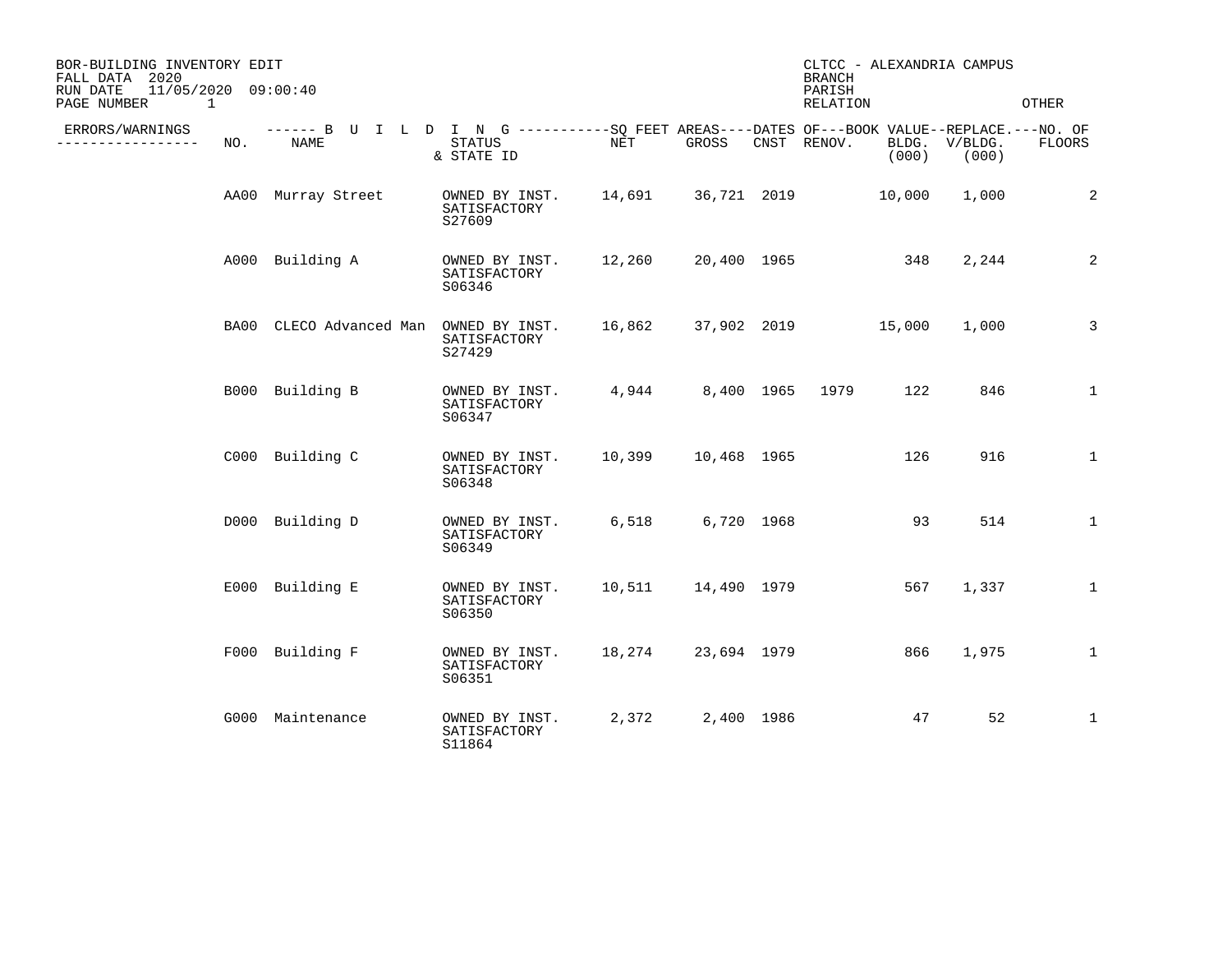BOR-BUILDING INVENTORY EDIT
FALL DATA 2020
RUN DATE 11/05/2020 09:00:40

CLTCC - ALEXANDRIA CAMPUS
BRANCH
PARISH
RELATION OTHER

| ERRORS/WARNINGS | NO. | NAME | STATUS & STATE ID | NET | GROSS | CNST | RENOV. | BLDG. (000) | V/BLDG. (000) | NO. OF FLOORS |
|---|---|---|---|---|---|---|---|---|---|---|
| | AA00 | Murray Street | OWNED BY INST. SATISFACTORY S27609 | 14,691 | 36,721 | 2019 | | 10,000 | 1,000 | 2 |
| | A000 | Building A | OWNED BY INST. SATISFACTORY S06346 | 12,260 | 20,400 | 1965 | | 348 | 2,244 | 2 |
| | BA00 | CLECO Advanced Man | OWNED BY INST. SATISFACTORY S27429 | 16,862 | 37,902 | 2019 | | 15,000 | 1,000 | 3 |
| | B000 | Building B | OWNED BY INST. SATISFACTORY S06347 | 4,944 | 8,400 | 1965 | 1979 | 122 | 846 | 1 |
| | C000 | Building C | OWNED BY INST. SATISFACTORY S06348 | 10,399 | 10,468 | 1965 | | 126 | 916 | 1 |
| | D000 | Building D | OWNED BY INST. SATISFACTORY S06349 | 6,518 | 6,720 | 1968 | | 93 | 514 | 1 |
| | E000 | Building E | OWNED BY INST. SATISFACTORY S06350 | 10,511 | 14,490 | 1979 | | 567 | 1,337 | 1 |
| | F000 | Building F | OWNED BY INST. SATISFACTORY S06351 | 18,274 | 23,694 | 1979 | | 866 | 1,975 | 1 |
| | G000 | Maintenance | OWNED BY INST. SATISFACTORY S11864 | 2,372 | 2,400 | 1986 | | 47 | 52 | 1 |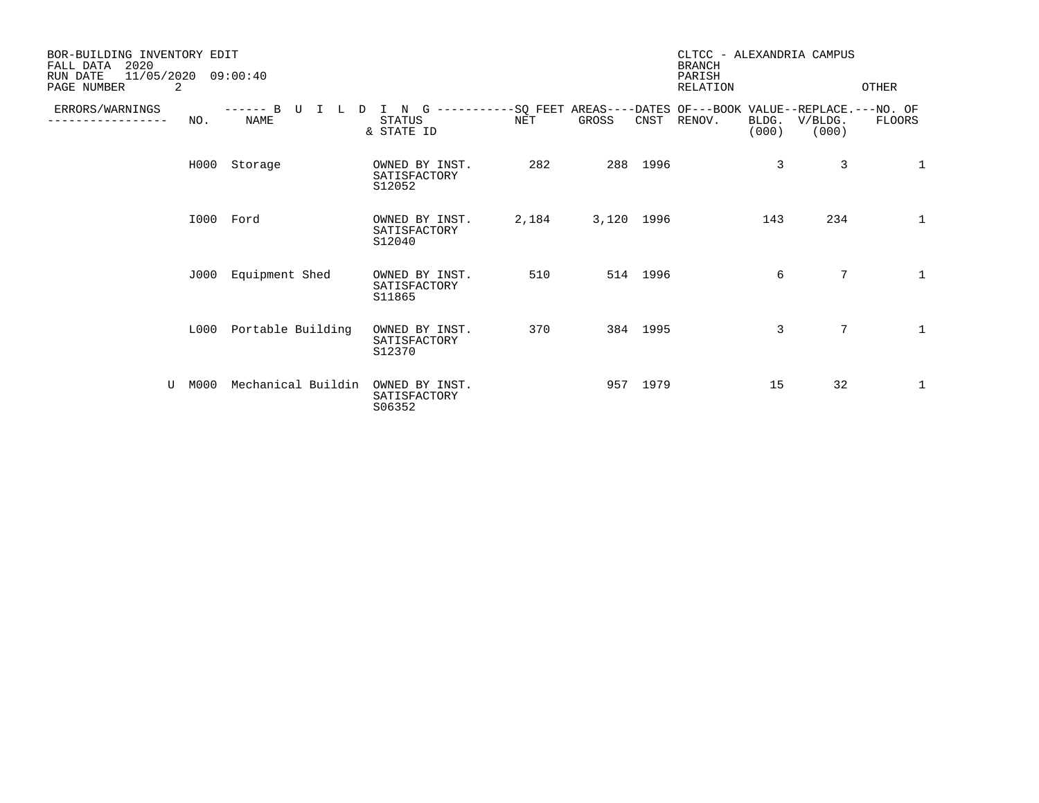BOR-BUILDING INVENTORY EDIT
FALL DATA 2020
RUN DATE 11/05/2020 09:00:40

CLTCC - ALEXANDRIA CAMPUS
BRANCH
PARISH
RELATION OTHER

| ERRORS/WARNINGS | NO. | NAME | STATUS & STATE ID | NET | GROSS | CNST | RENOV. | BLDG. (000) | V/BLDG. (000) | FLOORS |
|---|---|---|---|---|---|---|---|---|---|---|
| | | ------ B U I L D I N G | ----------- | SQ FEET AREAS | | DATES OF | | BOOK VALUE | REPLACE. | NO. OF |
| | H000 | Storage | OWNED BY INST. SATISFACTORY S12052 | 282 | 288 | 1996 | | 3 | 3 | 1 |
| | I000 | Ford | OWNED BY INST. SATISFACTORY S12040 | 2,184 | 3,120 | 1996 | | 143 | 234 | 1 |
| | J000 | Equipment Shed | OWNED BY INST. SATISFACTORY S11865 | 510 | 514 | 1996 | | 6 | 7 | 1 |
| | L000 | Portable Building | OWNED BY INST. SATISFACTORY S12370 | 370 | 384 | 1995 | | 3 | 7 | 1 |
| U | M000 | Mechanical Buildin | OWNED BY INST. SATISFACTORY S06352 | | 957 | 1979 | | 15 | 32 | 1 |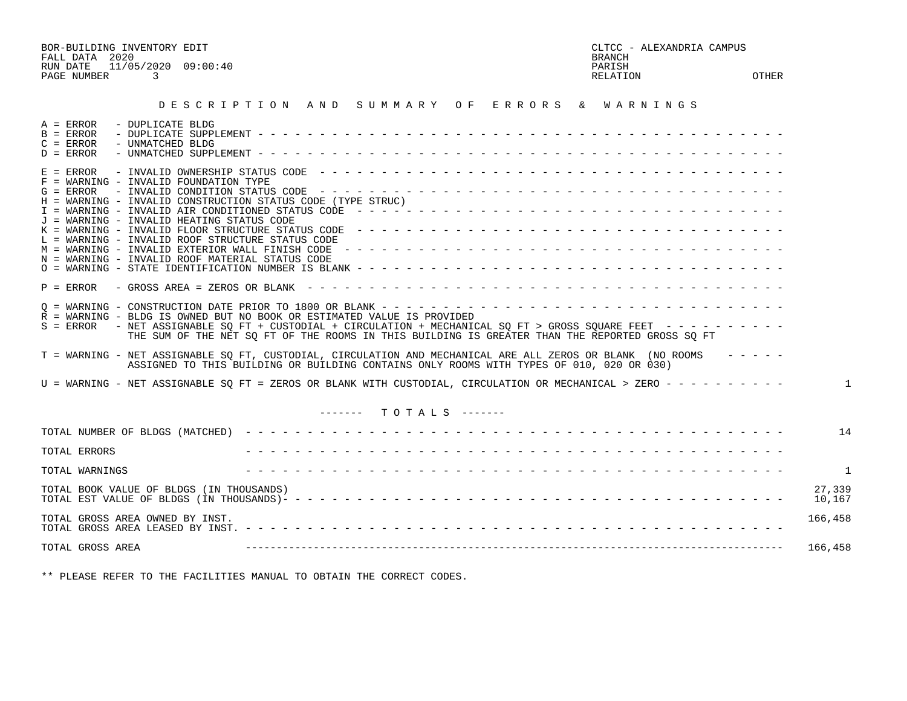BOR-BUILDING INVENTORY EDIT
FALL DATA 2020
RUN DATE 11/05/2020 09:00:40

CLTCC - ALEXANDRIA CAMPUS
BRANCH
PARISH
RELATION OTHER

## D E S C R I P T I O N   A N D   S U M M A R Y   O F   E R R O R S   &   W A R N I N G S

| | | |
|---|---|---|
| A = ERROR | - DUPLICATE BLDG | |
| B = ERROR | - DUPLICATE SUPPLEMENT | |
| C = ERROR | - UNMATCHED BLDG | |
| D = ERROR | - UNMATCHED SUPPLEMENT | |
| E = ERROR | - INVALID OWNERSHIP STATUS CODE | |
| F = WARNING | - INVALID FOUNDATION TYPE | |
| G = ERROR | - INVALID CONDITION STATUS CODE | |
| H = WARNING | - INVALID CONSTRUCTION STATUS CODE (TYPE STRUC) | |
| I = WARNING | - INVALID AIR CONDITIONED STATUS CODE | |
| J = WARNING | - INVALID HEATING STATUS CODE | |
| K = WARNING | - INVALID FLOOR STRUCTURE STATUS CODE | |
| L = WARNING | - INVALID ROOF STRUCTURE STATUS CODE | |
| M = WARNING | - INVALID EXTERIOR WALL FINISH CODE | |
| N = WARNING | - INVALID ROOF MATERIAL STATUS CODE | |
| O = WARNING | - STATE IDENTIFICATION NUMBER IS BLANK | |
| P = ERROR | - GROSS AREA = ZEROS OR BLANK | |
| Q = WARNING | - CONSTRUCTION DATE PRIOR TO 1800 OR BLANK | |
| R = WARNING | - BLDG IS OWNED BUT NO BOOK OR ESTIMATED VALUE IS PROVIDED | |
| S = ERROR | - NET ASSIGNABLE SQ FT + CUSTODIAL + CIRCULATION + MECHANICAL SQ FT > GROSS SQUARE FEET<br>THE SUM OF THE NET SQ FT OF THE ROOMS IN THIS BUILDING IS GREATER THAN THE REPORTED GROSS SQ FT | |
| T = WARNING | - NET ASSIGNABLE SQ FT, CUSTODIAL, CIRCULATION AND MECHANICAL ARE ALL ZEROS OR BLANK (NO ROOMS ASSIGNED TO THIS BUILDING OR BUILDING CONTAINS ONLY ROOMS WITH TYPES OF 010, 020 OR 030) | |
| U = WARNING | - NET ASSIGNABLE SQ FT = ZEROS OR BLANK WITH CUSTODIAL, CIRCULATION OR MECHANICAL > ZERO | 1 |

## ------- T O T A L S -------

| | |
|---|---|
| TOTAL NUMBER OF BLDGS (MATCHED) | 14 |
| TOTAL ERRORS | |
| TOTAL WARNINGS | 1 |
| TOTAL BOOK VALUE OF BLDGS (IN THOUSANDS) | 27,339 |
| TOTAL EST VALUE OF BLDGS (IN THOUSANDS) | 10,167 |
| TOTAL GROSS AREA OWNED BY INST. | 166,458 |
| TOTAL GROSS AREA LEASED BY INST. | |
| TOTAL GROSS AREA | 166,458 |

** PLEASE REFER TO THE FACILITIES MANUAL TO OBTAIN THE CORRECT CODES.